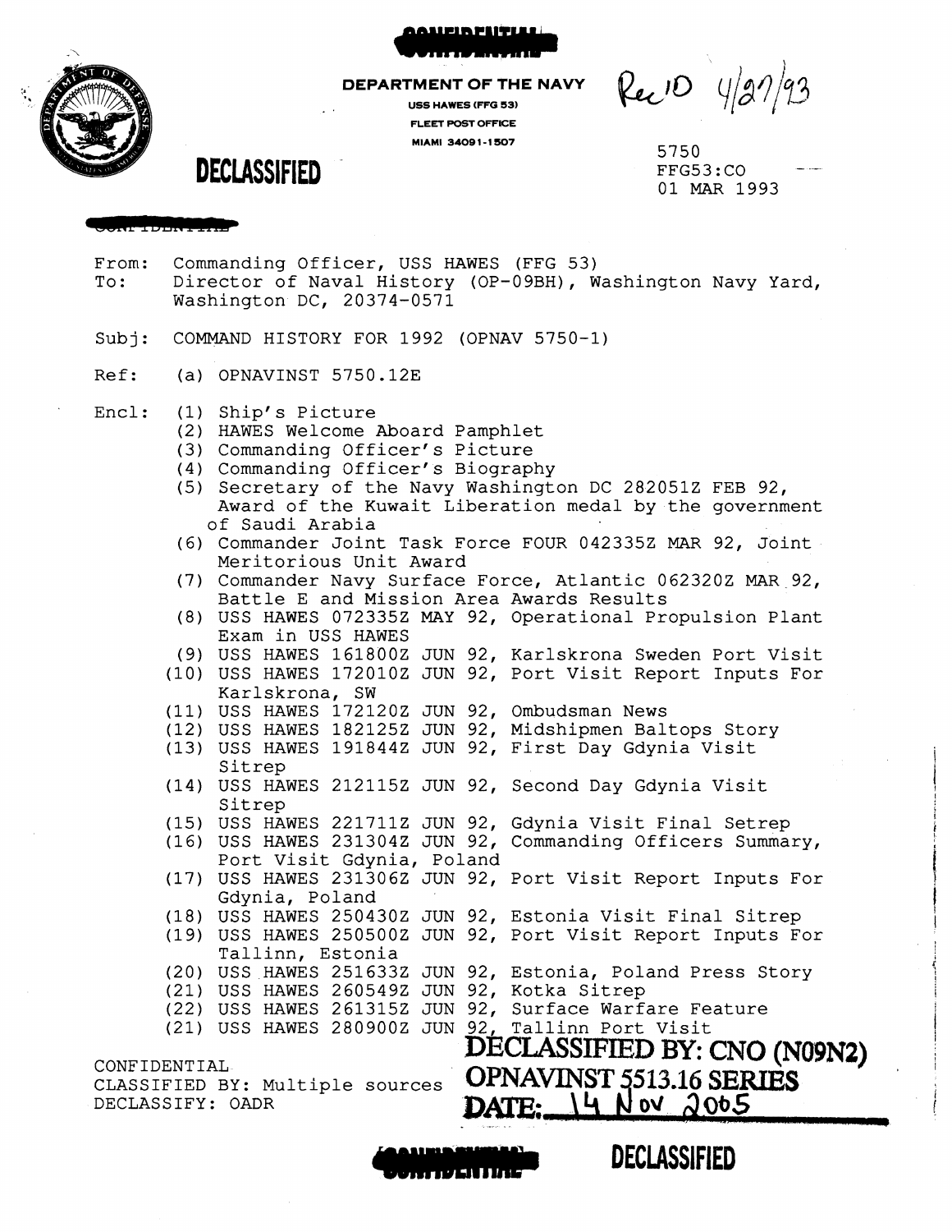CONFIDENTIAL

DEPARTMENT OF THE NAVY
USS HAWES (FFG 53)
FLEET POST OFFICE
MIAMI 34091-1507

Rec'D 4/27/93

**DECLASSIFIED**

5750
FFG53:CO
01 MAR 1993

CONFIDENTIAL

From: Commanding Officer, USS HAWES (FFG 53)
To: Director of Naval History (OP-09BH), Washington Navy Yard, Washington DC, 20374-0571

Subj: COMMAND HISTORY FOR 1992 (OPNAV 5750-1)

Ref: (a) OPNAVINST 5750.12E

Encl:
- (1) Ship's Picture
- (2) HAWES Welcome Aboard Pamphlet
- (3) Commanding Officer's Picture
- (4) Commanding Officer's Biography
- (5) Secretary of the Navy Washington DC 282051Z FEB 92, Award of the Kuwait Liberation medal by the government of Saudi Arabia
- (6) Commander Joint Task Force FOUR 042335Z MAR 92, Joint Meritorious Unit Award
- (7) Commander Navy Surface Force, Atlantic 062320Z MAR 92, Battle E and Mission Area Awards Results
- (8) USS HAWES 072335Z MAY 92, Operational Propulsion Plant Exam in USS HAWES
- (9) USS HAWES 161800Z JUN 92, Karlskrona Sweden Port Visit
- (10) USS HAWES 172010Z JUN 92, Port Visit Report Inputs For Karlskrona, SW
- (11) USS HAWES 172120Z JUN 92, Ombudsman News
- (12) USS HAWES 182125Z JUN 92, Midshipmen Baltops Story
- (13) USS HAWES 191844Z JUN 92, First Day Gdynia Visit Sitrep
- (14) USS HAWES 212115Z JUN 92, Second Day Gdynia Visit Sitrep
- (15) USS HAWES 221711Z JUN 92, Gdynia Visit Final Setrep
- (16) USS HAWES 231304Z JUN 92, Commanding Officers Summary, Port Visit Gdynia, Poland
- (17) USS HAWES 231306Z JUN 92, Port Visit Report Inputs For Gdynia, Poland
- (18) USS HAWES 250430Z JUN 92, Estonia Visit Final Sitrep
- (19) USS HAWES 250500Z JUN 92, Port Visit Report Inputs For Tallinn, Estonia
- (20) USS HAWES 251633Z JUN 92, Estonia, Poland Press Story
- (21) USS HAWES 260549Z JUN 92, Kotka Sitrep
- (22) USS HAWES 261315Z JUN 92, Surface Warfare Feature
- (21) USS HAWES 280900Z JUN 92, Tallinn Port Visit

CONFIDENTIAL
CLASSIFIED BY: Multiple sources
DECLASSIFY: OADR

**DECLASSIFIED BY: CNO (N09N2)**
**OPNAVINST 5513.16 SERIES**
**DATE: 14 Nov 2005**

CONFIDENTIAL

**DECLASSIFIED**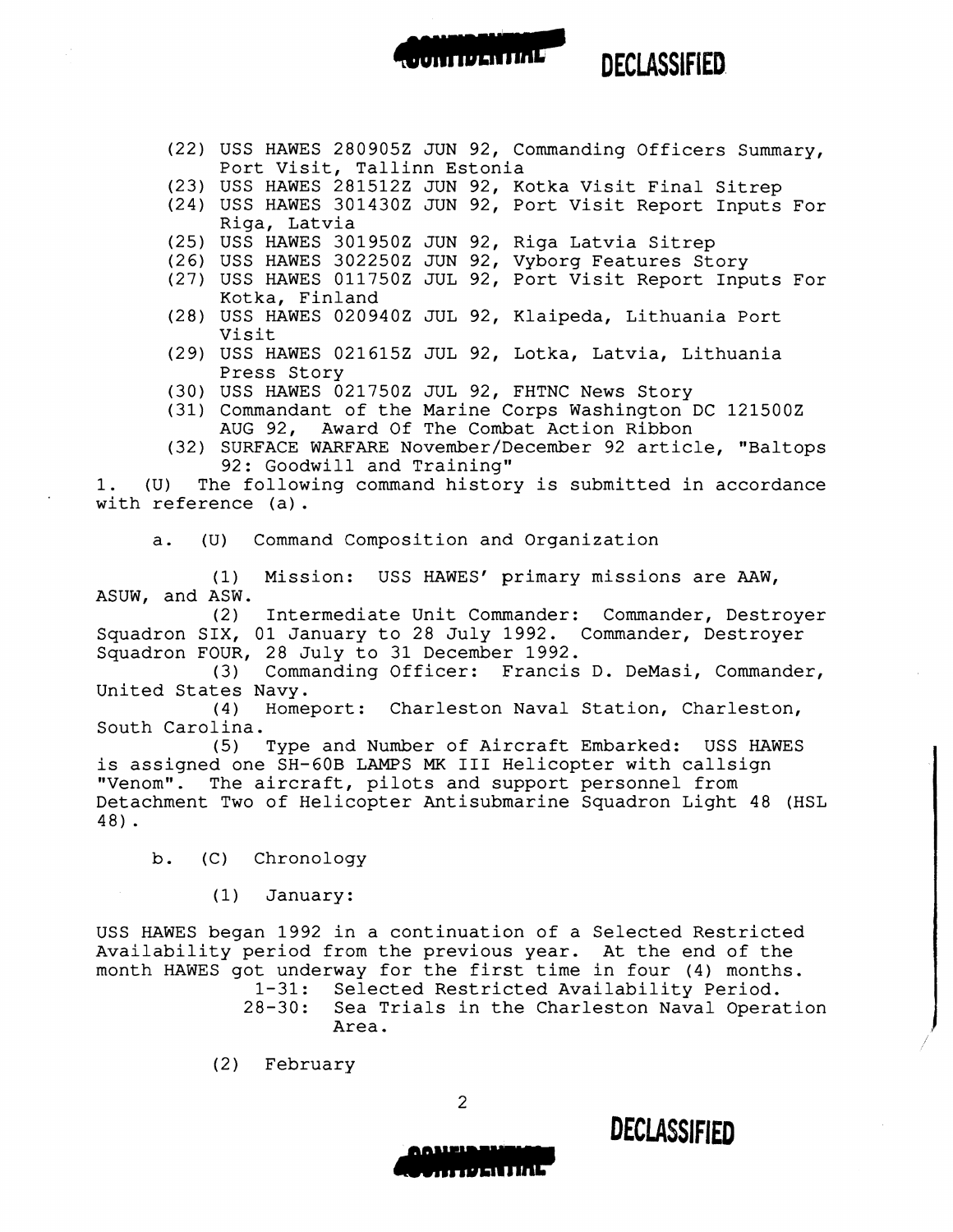(22) USS HAWES 280905Z JUN 92, Commanding Officers Summary, Port Visit, Tallinn Estonia
(23) USS HAWES 281512Z JUN 92, Kotka Visit Final Sitrep
(24) USS HAWES 301430Z JUN 92, Port Visit Report Inputs For Riga, Latvia
(25) USS HAWES 301950Z JUN 92, Riga Latvia Sitrep
(26) USS HAWES 302250Z JUN 92, Vyborg Features Story
(27) USS HAWES 011750Z JUL 92, Port Visit Report Inputs For Kotka, Finland
(28) USS HAWES 020940Z JUL 92, Klaipeda, Lithuania Port Visit
(29) USS HAWES 021615Z JUL 92, Lotka, Latvia, Lithuania Press Story
(30) USS HAWES 021750Z JUL 92, FHTNC News Story
(31) Commandant of the Marine Corps Washington DC 121500Z AUG 92, Award Of The Combat Action Ribbon
(32) SURFACE WARFARE November/December 92 article, "Baltops 92: Goodwill and Training"

1. (U) The following command history is submitted in accordance with reference (a).

a. (U) Command Composition and Organization

(1) Mission: USS HAWES' primary missions are AAW, ASUW, and ASW.

(2) Intermediate Unit Commander: Commander, Destroyer Squadron SIX, 01 January to 28 July 1992. Commander, Destroyer Squadron FOUR, 28 July to 31 December 1992.

(3) Commanding Officer: Francis D. DeMasi, Commander, United States Navy.

(4) Homeport: Charleston Naval Station, Charleston, South Carolina.

(5) Type and Number of Aircraft Embarked: USS HAWES is assigned one SH-60B LAMPS MK III Helicopter with callsign "Venom". The aircraft, pilots and support personnel from Detachment Two of Helicopter Antisubmarine Squadron Light 48 (HSL 48).

b. (C) Chronology

(1) January:

USS HAWES began 1992 in a continuation of a Selected Restricted Availability period from the previous year. At the end of the month HAWES got underway for the first time in four (4) months.

1-31: Selected Restricted Availability Period.
28-30: Sea Trials in the Charleston Naval Operation Area.

(2) February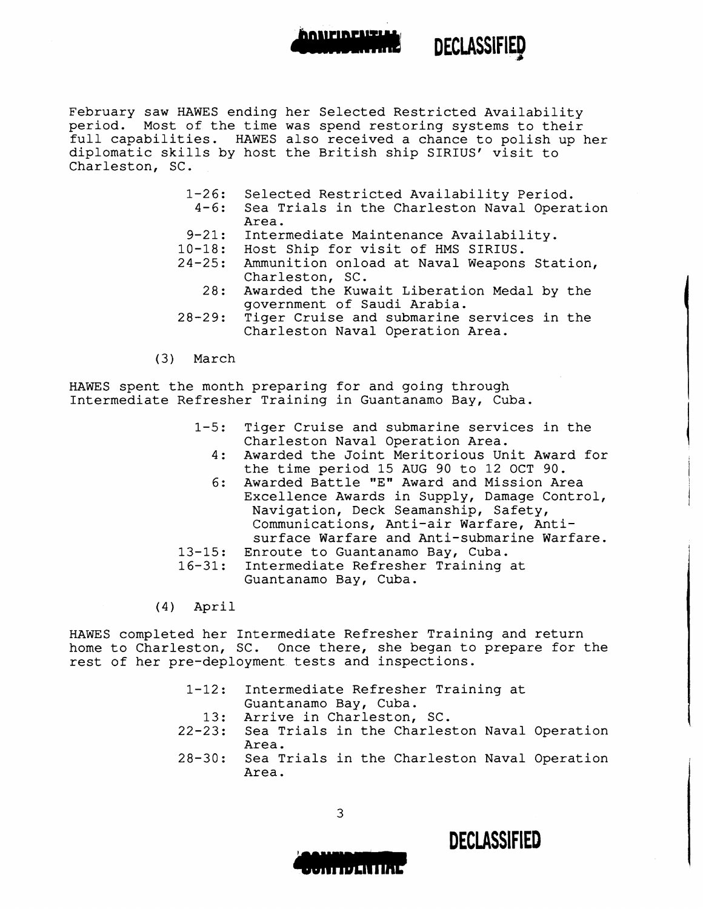February saw HAWES ending her Selected Restricted Availability period. Most of the time was spend restoring systems to their full capabilities. HAWES also received a chance to polish up her diplomatic skills by host the British ship SIRIUS' visit to Charleston, SC.

- 1-26: Selected Restricted Availability Period.
- 4-6: Sea Trials in the Charleston Naval Operation Area.
- 9-21: Intermediate Maintenance Availability.
- 10-18: Host Ship for visit of HMS SIRIUS.
- 24-25: Ammunition onload at Naval Weapons Station, Charleston, SC.
- 28: Awarded the Kuwait Liberation Medal by the government of Saudi Arabia.
- 28-29: Tiger Cruise and submarine services in the Charleston Naval Operation Area.

(3) March

HAWES spent the month preparing for and going through Intermediate Refresher Training in Guantanamo Bay, Cuba.

- 1-5: Tiger Cruise and submarine services in the Charleston Naval Operation Area.
- 4: Awarded the Joint Meritorious Unit Award for the time period 15 AUG 90 to 12 OCT 90.
- 6: Awarded Battle "E" Award and Mission Area Excellence Awards in Supply, Damage Control, Navigation, Deck Seamanship, Safety, Communications, Anti-air Warfare, Anti-surface Warfare and Anti-submarine Warfare.
- 13-15: Enroute to Guantanamo Bay, Cuba.
- 16-31: Intermediate Refresher Training at Guantanamo Bay, Cuba.

(4) April

HAWES completed her Intermediate Refresher Training and return home to Charleston, SC. Once there, she began to prepare for the rest of her pre-deployment tests and inspections.

- 1-12: Intermediate Refresher Training at Guantanamo Bay, Cuba.
- 13: Arrive in Charleston, SC.
- 22-23: Sea Trials in the Charleston Naval Operation Area.
- 28-30: Sea Trials in the Charleston Naval Operation Area.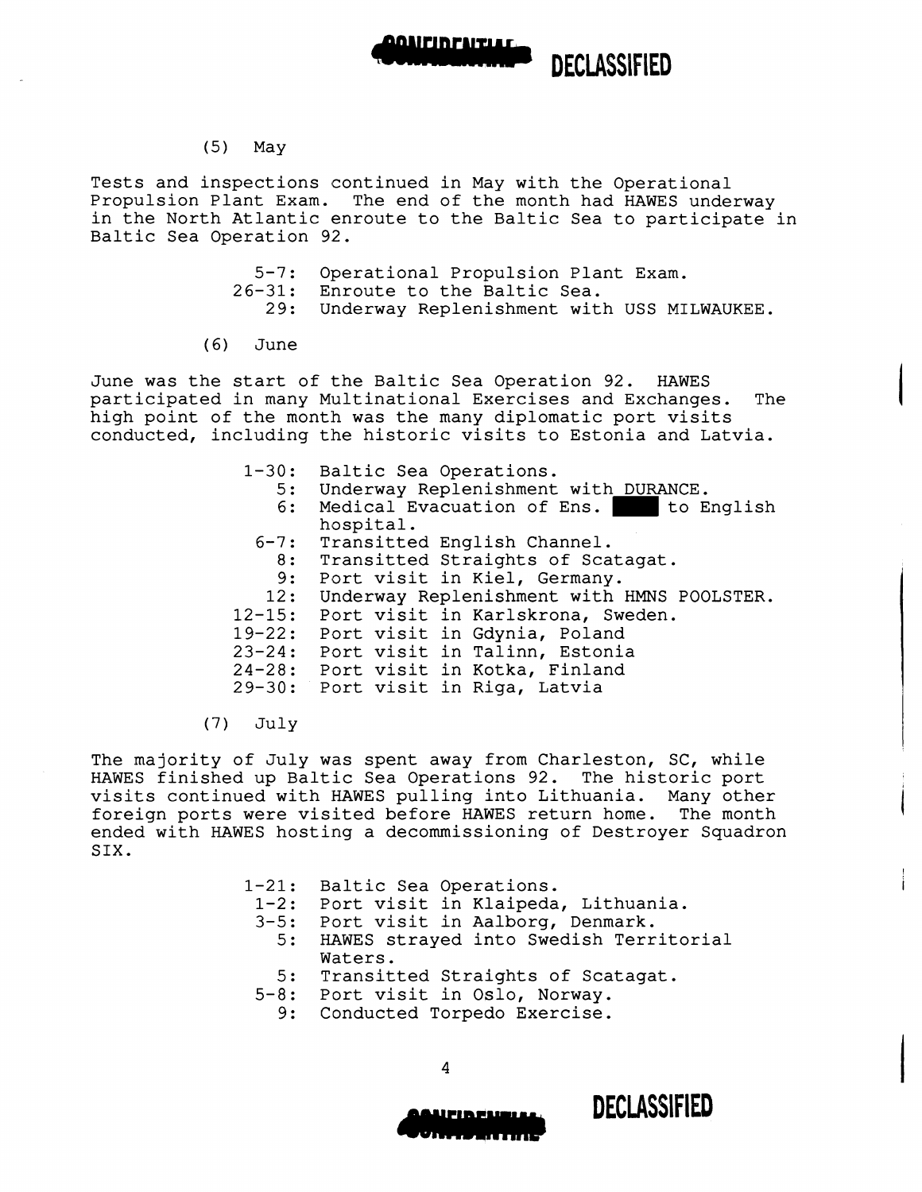(5) May

Tests and inspections continued in May with the Operational Propulsion Plant Exam. The end of the month had HAWES underway in the North Atlantic enroute to the Baltic Sea to participate in Baltic Sea Operation 92.

- 5-7: Operational Propulsion Plant Exam.
- 26-31: Enroute to the Baltic Sea.
- 29: Underway Replenishment with USS MILWAUKEE.

(6) June

June was the start of the Baltic Sea Operation 92. HAWES participated in many Multinational Exercises and Exchanges. The high point of the month was the many diplomatic port visits conducted, including the historic visits to Estonia and Latvia.

- 1-30: Baltic Sea Operations.
- 5: Underway Replenishment with DURANCE.
- 6: Medical Evacuation of Ens. ████ to English hospital.
- 6-7: Transitted English Channel.
- 8: Transitted Straights of Scatagat.
- 9: Port visit in Kiel, Germany.
- 12: Underway Replenishment with HMNS POOLSTER.
- 12-15: Port visit in Karlskrona, Sweden.
- 19-22: Port visit in Gdynia, Poland
- 23-24: Port visit in Talinn, Estonia
- 24-28: Port visit in Kotka, Finland
- 29-30: Port visit in Riga, Latvia

(7) July

The majority of July was spent away from Charleston, SC, while HAWES finished up Baltic Sea Operations 92. The historic port visits continued with HAWES pulling into Lithuania. Many other foreign ports were visited before HAWES return home. The month ended with HAWES hosting a decommissioning of Destroyer Squadron SIX.

- 1-21: Baltic Sea Operations.
- 1-2: Port visit in Klaipeda, Lithuania.
- 3-5: Port visit in Aalborg, Denmark.
- 5: HAWES strayed into Swedish Territorial Waters.
- 5: Transitted Straights of Scatagat.
- 5-8: Port visit in Oslo, Norway.
- 9: Conducted Torpedo Exercise.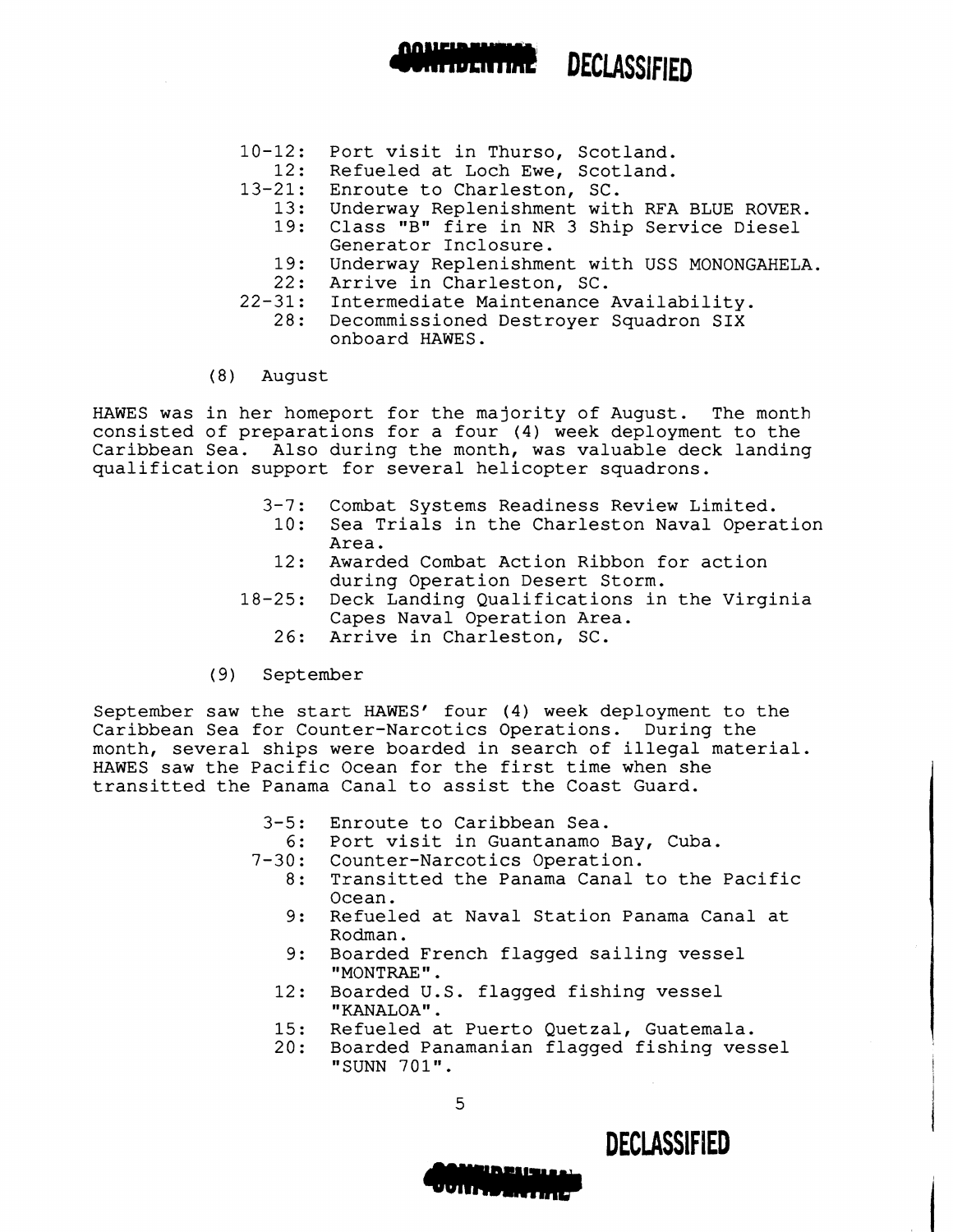- 10-12: Port visit in Thurso, Scotland.
- 12: Refueled at Loch Ewe, Scotland.
- 13-21: Enroute to Charleston, SC.
- 13: Underway Replenishment with RFA BLUE ROVER.
- 19: Class "B" fire in NR 3 Ship Service Diesel Generator Inclosure.
- 19: Underway Replenishment with USS MONONGAHELA.
- 22: Arrive in Charleston, SC.
- 22-31: Intermediate Maintenance Availability.
- 28: Decommissioned Destroyer Squadron SIX onboard HAWES.

(8) August

HAWES was in her homeport for the majority of August. The month consisted of preparations for a four (4) week deployment to the Caribbean Sea. Also during the month, was valuable deck landing qualification support for several helicopter squadrons.

- 3-7: Combat Systems Readiness Review Limited.
- 10: Sea Trials in the Charleston Naval Operation Area.
- 12: Awarded Combat Action Ribbon for action during Operation Desert Storm.
- 18-25: Deck Landing Qualifications in the Virginia Capes Naval Operation Area.
- 26: Arrive in Charleston, SC.

(9) September

September saw the start HAWES' four (4) week deployment to the Caribbean Sea for Counter-Narcotics Operations. During the month, several ships were boarded in search of illegal material. HAWES saw the Pacific Ocean for the first time when she transitted the Panama Canal to assist the Coast Guard.

- 3-5: Enroute to Caribbean Sea.
- 6: Port visit in Guantanamo Bay, Cuba.
- 7-30: Counter-Narcotics Operation.
- 8: Transitted the Panama Canal to the Pacific Ocean.
- 9: Refueled at Naval Station Panama Canal at Rodman.
- 9: Boarded French flagged sailing vessel "MONTRAE".
- 12: Boarded U.S. flagged fishing vessel "KANALOA".
- 15: Refueled at Puerto Quetzal, Guatemala.
- 20: Boarded Panamanian flagged fishing vessel "SUNN 701".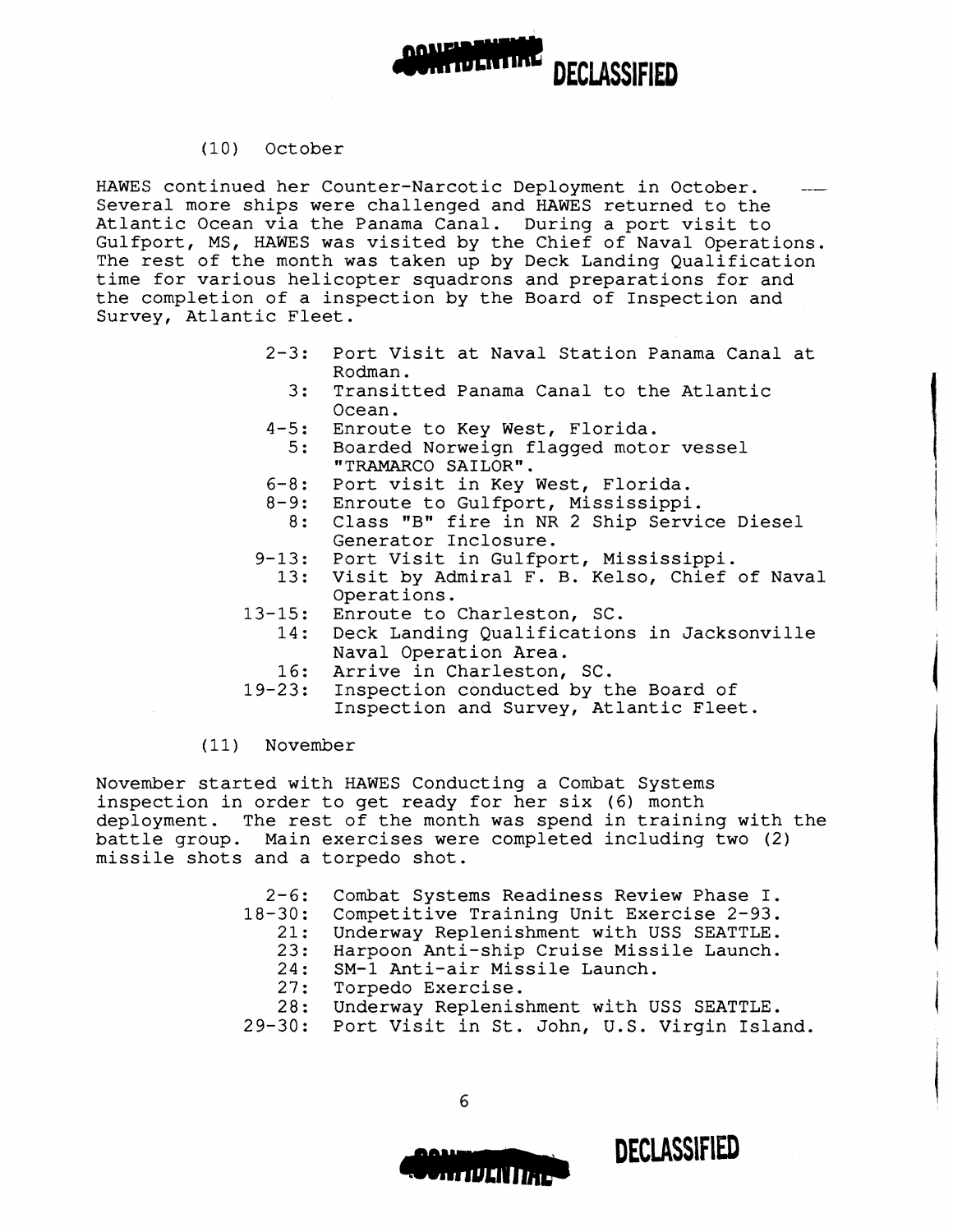(10) October

HAWES continued her Counter-Narcotic Deployment in October. Several more ships were challenged and HAWES returned to the Atlantic Ocean via the Panama Canal. During a port visit to Gulfport, MS, HAWES was visited by the Chief of Naval Operations. The rest of the month was taken up by Deck Landing Qualification time for various helicopter squadrons and preparations for and the completion of a inspection by the Board of Inspection and Survey, Atlantic Fleet.

- 2-3: Port Visit at Naval Station Panama Canal at Rodman.
- 3: Transitted Panama Canal to the Atlantic Ocean.
- 4-5: Enroute to Key West, Florida.
- 5: Boarded Norweign flagged motor vessel "TRAMARCO SAILOR".
- 6-8: Port visit in Key West, Florida.
- 8-9: Enroute to Gulfport, Mississippi.
- 8: Class "B" fire in NR 2 Ship Service Diesel Generator Inclosure.
- 9-13: Port Visit in Gulfport, Mississippi.
- 13: Visit by Admiral F. B. Kelso, Chief of Naval Operations.
- 13-15: Enroute to Charleston, SC.
- 14: Deck Landing Qualifications in Jacksonville Naval Operation Area.
- 16: Arrive in Charleston, SC.
- 19-23: Inspection conducted by the Board of Inspection and Survey, Atlantic Fleet.

(11) November

November started with HAWES Conducting a Combat Systems inspection in order to get ready for her six (6) month deployment. The rest of the month was spend in training with the battle group. Main exercises were completed including two (2) missile shots and a torpedo shot.

- 2-6: Combat Systems Readiness Review Phase I.
- 18-30: Competitive Training Unit Exercise 2-93.
- 21: Underway Replenishment with USS SEATTLE.
- 23: Harpoon Anti-ship Cruise Missile Launch.
- 24: SM-1 Anti-air Missile Launch.
- 27: Torpedo Exercise.
- 28: Underway Replenishment with USS SEATTLE.
- 29-30: Port Visit in St. John, U.S. Virgin Island.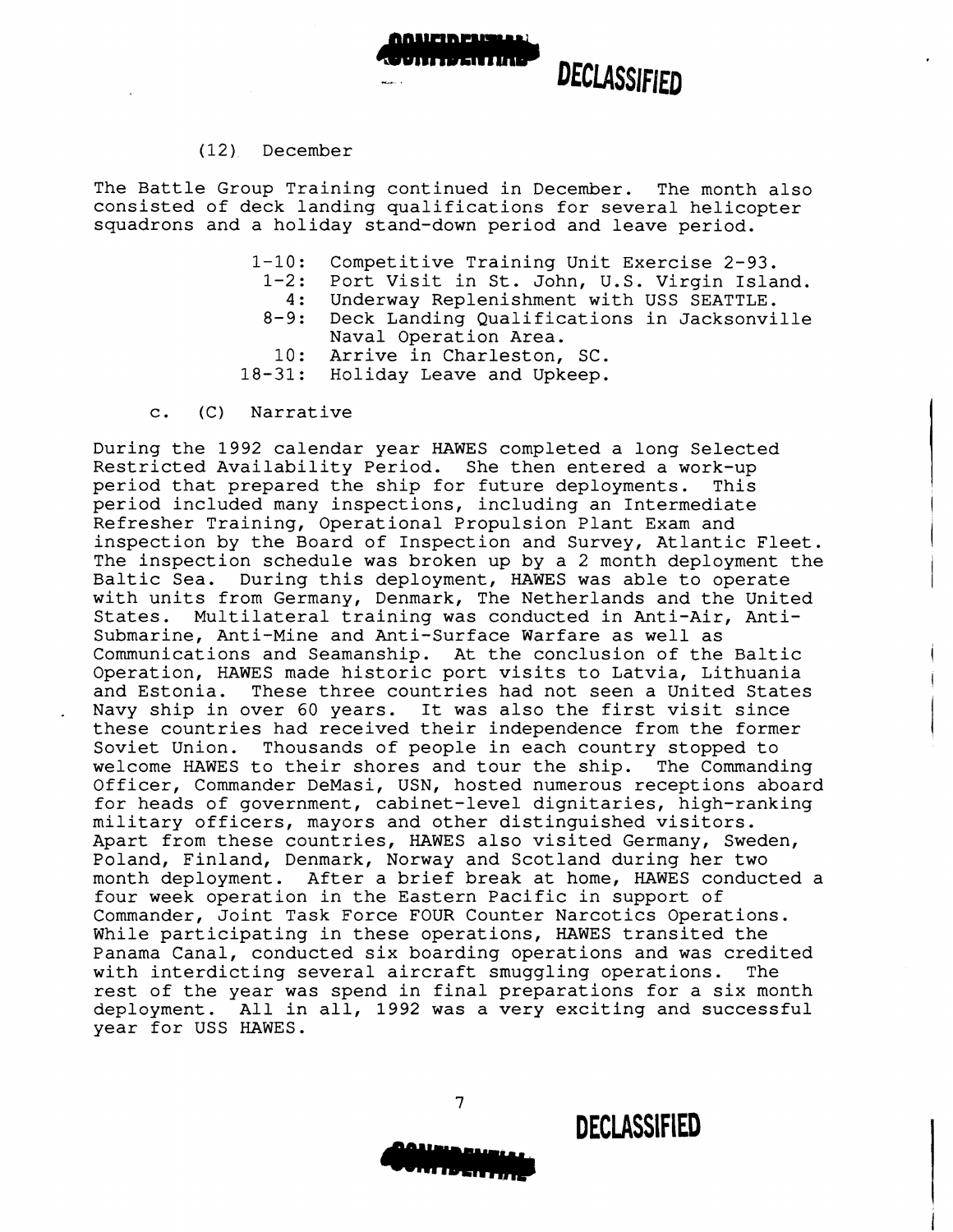(12) December

The Battle Group Training continued in December. The month also consisted of deck landing qualifications for several helicopter squadrons and a holiday stand-down period and leave period.

- 1-10: Competitive Training Unit Exercise 2-93.
- 1-2: Port Visit in St. John, U.S. Virgin Island.
- 4: Underway Replenishment with USS SEATTLE.
- 8-9: Deck Landing Qualifications in Jacksonville Naval Operation Area.
- 10: Arrive in Charleston, SC.
- 18-31: Holiday Leave and Upkeep.

c. (C) Narrative

During the 1992 calendar year HAWES completed a long Selected Restricted Availability Period. She then entered a work-up period that prepared the ship for future deployments. This period included many inspections, including an Intermediate Refresher Training, Operational Propulsion Plant Exam and inspection by the Board of Inspection and Survey, Atlantic Fleet. The inspection schedule was broken up by a 2 month deployment the Baltic Sea. During this deployment, HAWES was able to operate with units from Germany, Denmark, The Netherlands and the United States. Multilateral training was conducted in Anti-Air, Anti-Submarine, Anti-Mine and Anti-Surface Warfare as well as Communications and Seamanship. At the conclusion of the Baltic Operation, HAWES made historic port visits to Latvia, Lithuania and Estonia. These three countries had not seen a United States Navy ship in over 60 years. It was also the first visit since these countries had received their independence from the former Soviet Union. Thousands of people in each country stopped to welcome HAWES to their shores and tour the ship. The Commanding Officer, Commander DeMasi, USN, hosted numerous receptions aboard for heads of government, cabinet-level dignitaries, high-ranking military officers, mayors and other distinguished visitors. Apart from these countries, HAWES also visited Germany, Sweden, Poland, Finland, Denmark, Norway and Scotland during her two month deployment. After a brief break at home, HAWES conducted a four week operation in the Eastern Pacific in support of Commander, Joint Task Force FOUR Counter Narcotics Operations. While participating in these operations, HAWES transited the Panama Canal, conducted six boarding operations and was credited with interdicting several aircraft smuggling operations. The rest of the year was spend in final preparations for a six month deployment. All in all, 1992 was a very exciting and successful year for USS HAWES.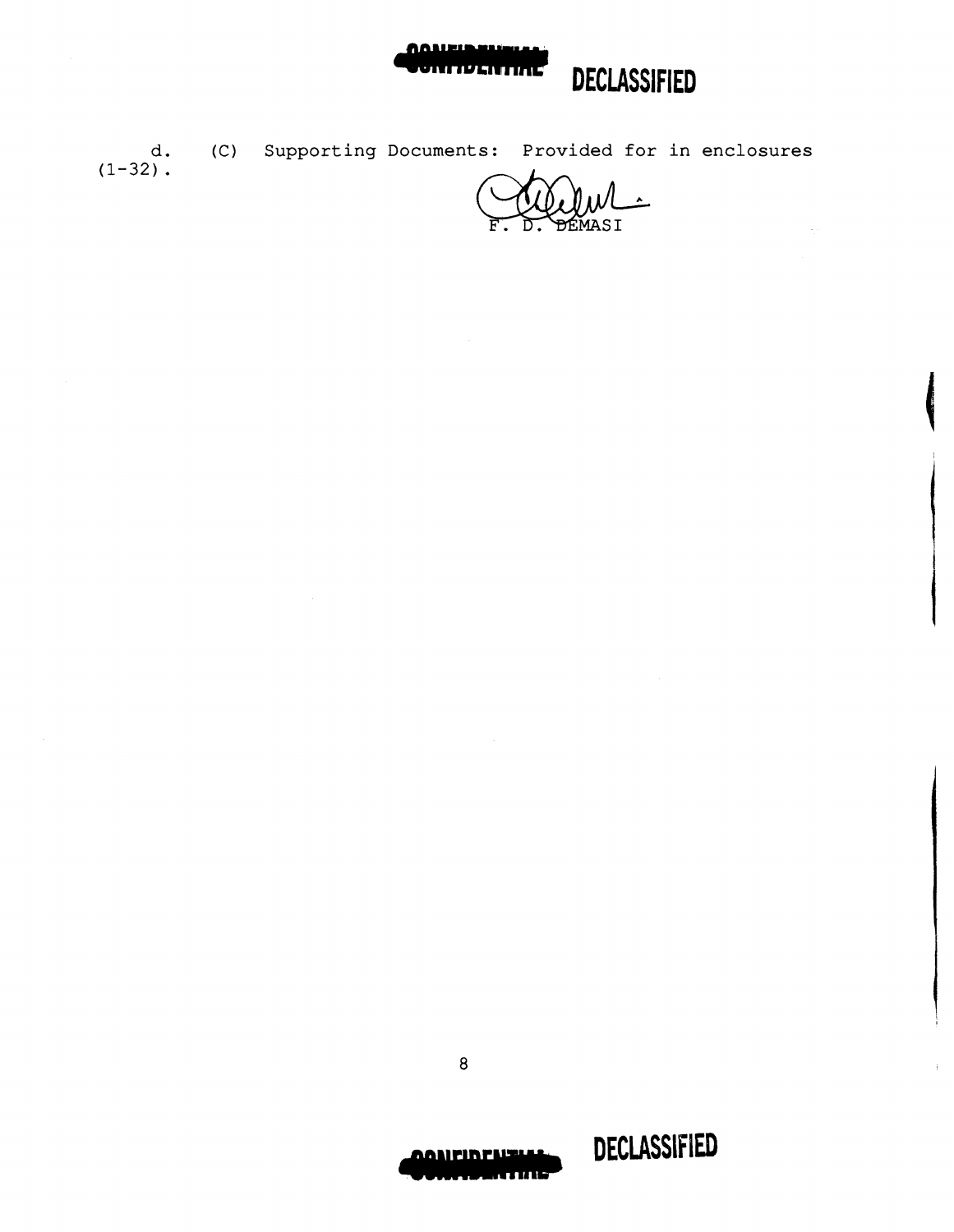d. (C) Supporting Documents: Provided for in enclosures (1-32).

F. D. DEMASI